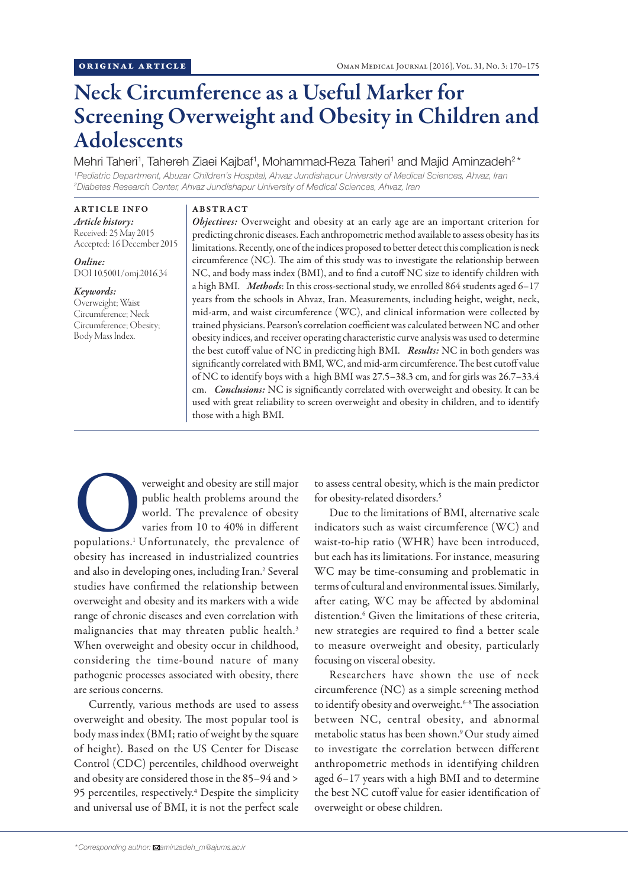ORIGINAL ARTICLE

# Neck Circumference as a Useful Marker for Screening Overweight and Obesity in Children and Adolescents

Mehri Taheri[1], Tahereh Ziaei Kajbaf[1], Mohammad-Reza Taheri[1] and Majid Aminzadeh[2]*

[1]Pediatric Department, Abuzar Children's Hospital, Ahvaz Jundishapur University of Medical Sciences, Ahvaz, Iran
[2]Diabetes Research Center, Ahvaz Jundishapur University of Medical Sciences, Ahvaz, Iran

## ARTICLE INFO

*Article history:*
Received: 25 May 2015
Accepted: 16 December 2015

*Online:*
DOI 10.5001/omj.2016.34

*Keywords:*
Overweight; Waist Circumference; Neck Circumference; Obesity; Body Mass Index.

## ABSTRACT

***Objectives:*** Overweight and obesity at an early age are an important criterion for predicting chronic diseases. Each anthropometric method available to assess obesity has its limitations. Recently, one of the indices proposed to better detect this complication is neck circumference (NC). The aim of this study was to investigate the relationship between NC, and body mass index (BMI), and to find a cutoff NC size to identify children with a high BMI. ***Methods***: In this cross-sectional study, we enrolled 864 students aged 6–17 years from the schools in Ahvaz, Iran. Measurements, including height, weight, neck, mid-arm, and waist circumference (WC), and clinical information were collected by trained physicians. Pearson's correlation coefficient was calculated between NC and other obesity indices, and receiver operating characteristic curve analysis was used to determine the best cutoff value of NC in predicting high BMI. ***Results:*** NC in both genders was significantly correlated with BMI, WC, and mid-arm circumference. The best cutoff value of NC to identify boys with a high BMI was 27.5–38.3 cm, and for girls was 26.7–33.4 cm. ***Conclusions:*** NC is significantly correlated with overweight and obesity. It can be used with great reliability to screen overweight and obesity in children, and to identify those with a high BMI.

Overweight and obesity are still major public health problems around the world. The prevalence of obesity varies from 10 to 40% in different populations.[1] Unfortunately, the prevalence of obesity has increased in industrialized countries and also in developing ones, including Iran.[2] Several studies have confirmed the relationship between overweight and obesity and its markers with a wide range of chronic diseases and even correlation with malignancies that may threaten public health.[3] When overweight and obesity occur in childhood, considering the time-bound nature of many pathogenic processes associated with obesity, there are serious concerns.

Currently, various methods are used to assess overweight and obesity. The most popular tool is body mass index (BMI; ratio of weight by the square of height). Based on the US Center for Disease Control (CDC) percentiles, childhood overweight and obesity are considered those in the 85–94 and > 95 percentiles, respectively.[4] Despite the simplicity and universal use of BMI, it is not the perfect scale to assess central obesity, which is the main predictor for obesity-related disorders.[5]

Due to the limitations of BMI, alternative scale indicators such as waist circumference (WC) and waist-to-hip ratio (WHR) have been introduced, but each has its limitations. For instance, measuring WC may be time-consuming and problematic in terms of cultural and environmental issues. Similarly, after eating, WC may be affected by abdominal distention.[6] Given the limitations of these criteria, new strategies are required to find a better scale to measure overweight and obesity, particularly focusing on visceral obesity.

Researchers have shown the use of neck circumference (NC) as a simple screening method to identify obesity and overweight.[6–8] The association between NC, central obesity, and abnormal metabolic status has been shown.[9] Our study aimed to investigate the correlation between different anthropometric methods in identifying children aged 6–17 years with a high BMI and to determine the best NC cutoff value for easier identification of overweight or obese children.

*Corresponding author: aminzadeh_m@ajums.ac.ir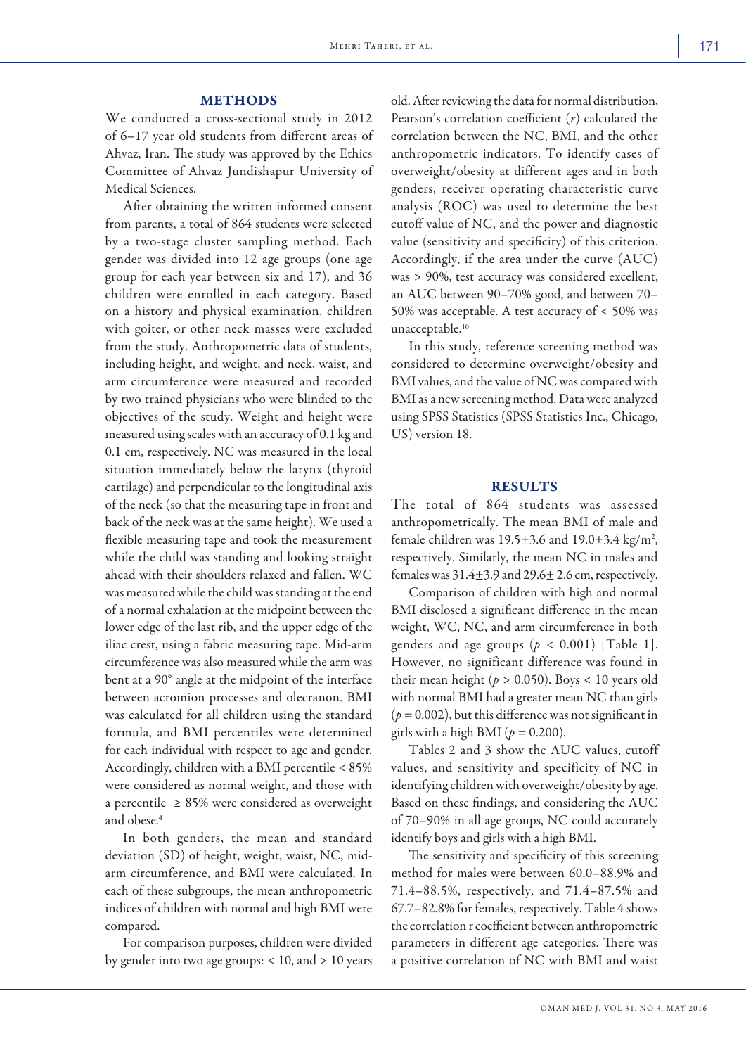## METHODS

We conducted a cross-sectional study in 2012 of 6–17 year old students from different areas of Ahvaz, Iran. The study was approved by the Ethics Committee of Ahvaz Jundishapur University of Medical Sciences.

After obtaining the written informed consent from parents, a total of 864 students were selected by a two-stage cluster sampling method. Each gender was divided into 12 age groups (one age group for each year between six and 17), and 36 children were enrolled in each category. Based on a history and physical examination, children with goiter, or other neck masses were excluded from the study. Anthropometric data of students, including height, and weight, and neck, waist, and arm circumference were measured and recorded by two trained physicians who were blinded to the objectives of the study. Weight and height were measured using scales with an accuracy of 0.1 kg and 0.1 cm, respectively. NC was measured in the local situation immediately below the larynx (thyroid cartilage) and perpendicular to the longitudinal axis of the neck (so that the measuring tape in front and back of the neck was at the same height). We used a flexible measuring tape and took the measurement while the child was standing and looking straight ahead with their shoulders relaxed and fallen. WC was measured while the child was standing at the end of a normal exhalation at the midpoint between the lower edge of the last rib, and the upper edge of the iliac crest, using a fabric measuring tape. Mid-arm circumference was also measured while the arm was bent at a 90° angle at the midpoint of the interface between acromion processes and olecranon. BMI was calculated for all children using the standard formula, and BMI percentiles were determined for each individual with respect to age and gender. Accordingly, children with a BMI percentile < 85% were considered as normal weight, and those with a percentile ≥ 85% were considered as overweight and obese.[4]

In both genders, the mean and standard deviation (SD) of height, weight, waist, NC, mid-arm circumference, and BMI were calculated. In each of these subgroups, the mean anthropometric indices of children with normal and high BMI were compared.

For comparison purposes, children were divided by gender into two age groups: < 10, and > 10 years old. After reviewing the data for normal distribution, Pearson's correlation coefficient ($r$) calculated the correlation between the NC, BMI, and the other anthropometric indicators. To identify cases of overweight/obesity at different ages and in both genders, receiver operating characteristic curve analysis (ROC) was used to determine the best cutoff value of NC, and the power and diagnostic value (sensitivity and specificity) of this criterion. Accordingly, if the area under the curve (AUC) was > 90%, test accuracy was considered excellent, an AUC between 90–70% good, and between 70–50% was acceptable. A test accuracy of < 50% was unacceptable.[10]

In this study, reference screening method was considered to determine overweight/obesity and BMI values, and the value of NC was compared with BMI as a new screening method. Data were analyzed using SPSS Statistics (SPSS Statistics Inc., Chicago, US) version 18.

## RESULTS

The total of 864 students was assessed anthropometrically. The mean BMI of male and female children was 19.5±3.6 and 19.0±3.4 kg/m$^2$, respectively. Similarly, the mean NC in males and females was 31.4±3.9 and 29.6± 2.6 cm, respectively.

Comparison of children with high and normal BMI disclosed a significant difference in the mean weight, WC, NC, and arm circumference in both genders and age groups ($p < 0.001$) [Table 1]. However, no significant difference was found in their mean height ($p > 0.050$). Boys < 10 years old with normal BMI had a greater mean NC than girls ($p = 0.002$), but this difference was not significant in girls with a high BMI ($p = 0.200$).

Tables 2 and 3 show the AUC values, cutoff values, and sensitivity and specificity of NC in identifying children with overweight/obesity by age. Based on these findings, and considering the AUC of 70–90% in all age groups, NC could accurately identify boys and girls with a high BMI.

The sensitivity and specificity of this screening method for males were between 60.0–88.9% and 71.4–88.5%, respectively, and 71.4–87.5% and 67.7–82.8% for females, respectively. Table 4 shows the correlation r coefficient between anthropometric parameters in different age categories. There was a positive correlation of NC with BMI and waist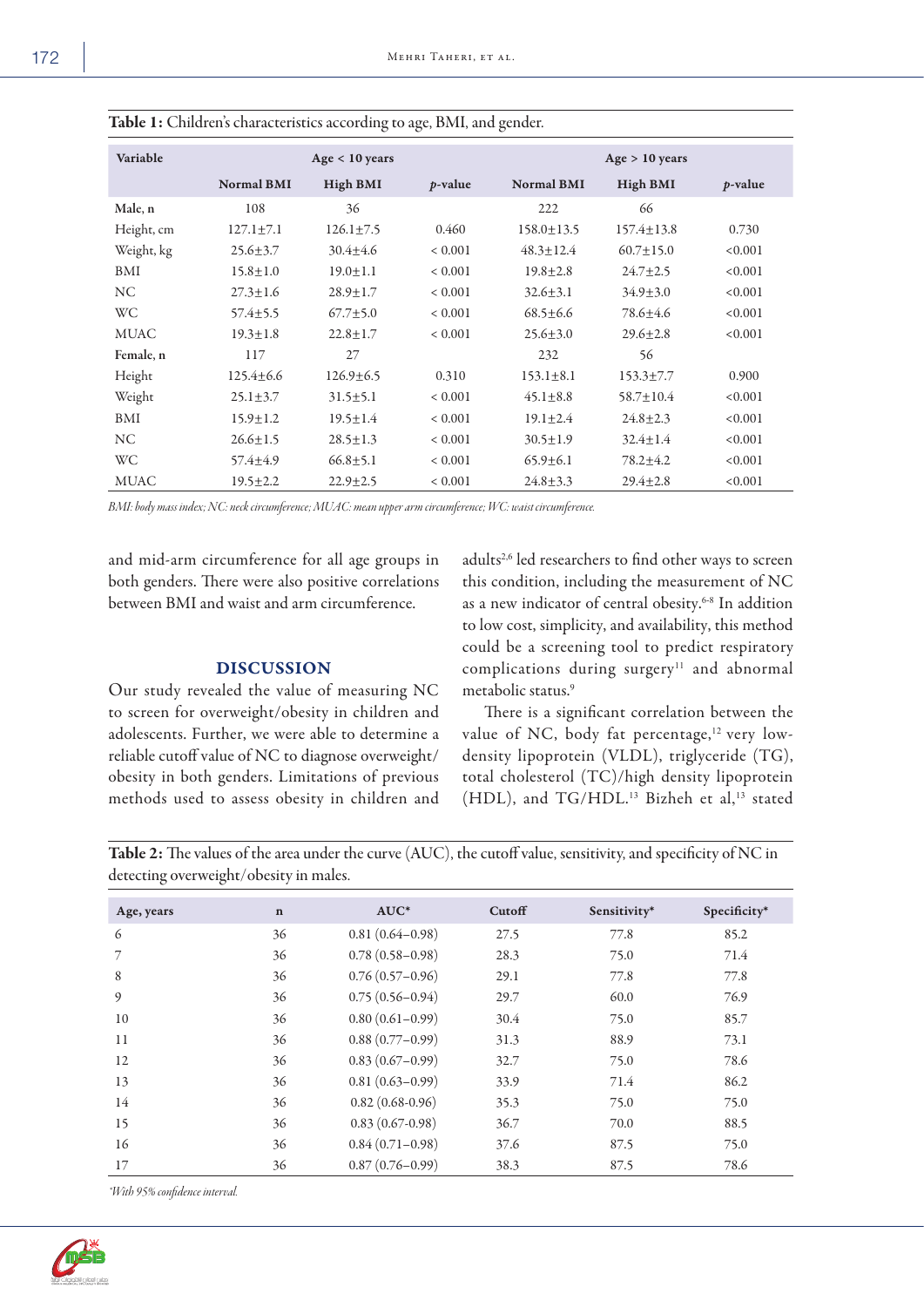**Table 1:** Children's characteristics according to age, BMI, and gender.

| Variable | Age < 10 years | | | Age > 10 years | | |
|---|---|---|---|---|---|---|
| | Normal BMI | High BMI | *p*-value | Normal BMI | High BMI | *p*-value |
| **Male, n** | 108 | 36 | | 222 | 66 | |
| Height, cm | 127.1±7.1 | 126.1±7.5 | 0.460 | 158.0±13.5 | 157.4±13.8 | 0.730 |
| Weight, kg | 25.6±3.7 | 30.4±4.6 | < 0.001 | 48.3±12.4 | 60.7±15.0 | <0.001 |
| BMI | 15.8±1.0 | 19.0±1.1 | < 0.001 | 19.8±2.8 | 24.7±2.5 | <0.001 |
| NC | 27.3±1.6 | 28.9±1.7 | < 0.001 | 32.6±3.1 | 34.9±3.0 | <0.001 |
| WC | 57.4±5.5 | 67.7±5.0 | < 0.001 | 68.5±6.6 | 78.6±4.6 | <0.001 |
| MUAC | 19.3±1.8 | 22.8±1.7 | < 0.001 | 25.6±3.0 | 29.6±2.8 | <0.001 |
| **Female, n** | 117 | 27 | | 232 | 56 | |
| Height | 125.4±6.6 | 126.9±6.5 | 0.310 | 153.1±8.1 | 153.3±7.7 | 0.900 |
| Weight | 25.1±3.7 | 31.5±5.1 | < 0.001 | 45.1±8.8 | 58.7±10.4 | <0.001 |
| BMI | 15.9±1.2 | 19.5±1.4 | < 0.001 | 19.1±2.4 | 24.8±2.3 | <0.001 |
| NC | 26.6±1.5 | 28.5±1.3 | < 0.001 | 30.5±1.9 | 32.4±1.4 | <0.001 |
| WC | 57.4±4.9 | 66.8±5.1 | < 0.001 | 65.9±6.1 | 78.2±4.2 | <0.001 |
| MUAC | 19.5±2.2 | 22.9±2.5 | < 0.001 | 24.8±3.3 | 29.4±2.8 | <0.001 |

*BMI: body mass index; NC: neck circumference; MUAC: mean upper arm circumference; WC: waist circumference.*

and mid-arm circumference for all age groups in both genders. There were also positive correlations between BMI and waist and arm circumference.

## DISCUSSION

Our study revealed the value of measuring NC to screen for overweight/obesity in children and adolescents. Further, we were able to determine a reliable cutoff value of NC to diagnose overweight/obesity in both genders. Limitations of previous methods used to assess obesity in children and adults[2,6] led researchers to find other ways to screen this condition, including the measurement of NC as a new indicator of central obesity.[6-8] In addition to low cost, simplicity, and availability, this method could be a screening tool to predict respiratory complications during surgery[11] and abnormal metabolic status.[9]

There is a significant correlation between the value of NC, body fat percentage,[12] very low-density lipoprotein (VLDL), triglyceride (TG), total cholesterol (TC)/high density lipoprotein (HDL), and TG/HDL.[13] Bizheh et al,[13] stated

**Table 2:** The values of the area under the curve (AUC), the cutoff value, sensitivity, and specificity of NC in detecting overweight/obesity in males.

| Age, years | n | AUC* | Cutoff | Sensitivity* | Specificity* |
|---|---|---|---|---|---|
| 6 | 36 | 0.81 (0.64–0.98) | 27.5 | 77.8 | 85.2 |
| 7 | 36 | 0.78 (0.58–0.98) | 28.3 | 75.0 | 71.4 |
| 8 | 36 | 0.76 (0.57–0.96) | 29.1 | 77.8 | 77.8 |
| 9 | 36 | 0.75 (0.56–0.94) | 29.7 | 60.0 | 76.9 |
| 10 | 36 | 0.80 (0.61–0.99) | 30.4 | 75.0 | 85.7 |
| 11 | 36 | 0.88 (0.77–0.99) | 31.3 | 88.9 | 73.1 |
| 12 | 36 | 0.83 (0.67–0.99) | 32.7 | 75.0 | 78.6 |
| 13 | 36 | 0.81 (0.63–0.99) | 33.9 | 71.4 | 86.2 |
| 14 | 36 | 0.82 (0.68-0.96) | 35.3 | 75.0 | 75.0 |
| 15 | 36 | 0.83 (0.67–0.98) | 36.7 | 70.0 | 88.5 |
| 16 | 36 | 0.84 (0.71–0.98) | 37.6 | 87.5 | 75.0 |
| 17 | 36 | 0.87 (0.76–0.99) | 38.3 | 87.5 | 78.6 |

*With 95% confidence interval.*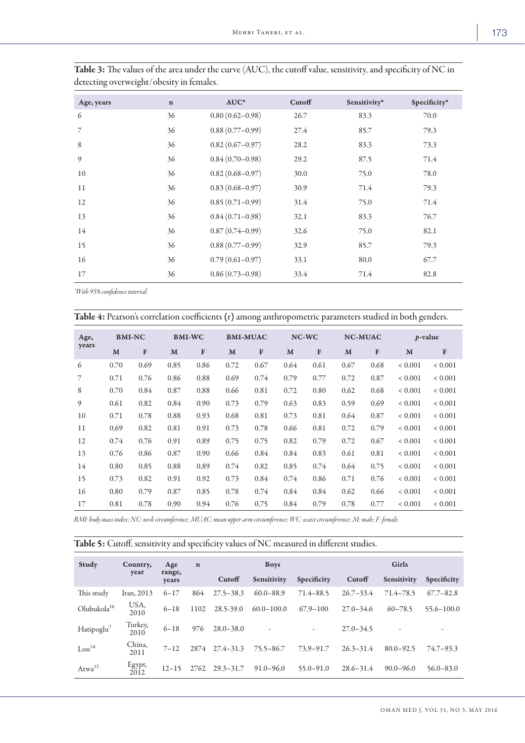**Table 3:** The values of the area under the curve (AUC), the cutoff value, sensitivity, and specificity of NC in detecting overweight/obesity in females.

| Age, years | n | AUC* | Cutoff | Sensitivity* | Specificity* |
|---|---|---|---|---|---|
| 6 | 36 | 0.80 (0.62–0.98) | 26.7 | 83.3 | 70.0 |
| 7 | 36 | 0.88 (0.77–0.99) | 27.4 | 85.7 | 79.3 |
| 8 | 36 | 0.82 (0.67–0.97) | 28.2 | 83.3 | 73.3 |
| 9 | 36 | 0.84 (0.70–0.98) | 29.2 | 87.5 | 71.4 |
| 10 | 36 | 0.82 (0.68–0.97) | 30.0 | 75.0 | 78.0 |
| 11 | 36 | 0.83 (0.68–0.97) | 30.9 | 71.4 | 79.3 |
| 12 | 36 | 0.85 (0.71–0.99) | 31.4 | 75.0 | 71.4 |
| 13 | 36 | 0.84 (0.71–0.98) | 32.1 | 83.3 | 76.7 |
| 14 | 36 | 0.87 (0.74–0.99) | 32.6 | 75.0 | 82.1 |
| 15 | 36 | 0.88 (0.77–0.99) | 32.9 | 85.7 | 79.3 |
| 16 | 36 | 0.79 (0.61–0.97) | 33.1 | 80.0 | 67.7 |
| 17 | 36 | 0.86 (0.73–0.98) | 33.4 | 71.4 | 82.8 |

*With 95% confidence interval.*

**Table 4:** Pearson's correlation coefficients (r) among anthropometric parameters studied in both genders.

| Age, years | BMI-NC | | BMI-WC | | BMI-MUAC | | NC-WC | | NC-MUAC | | *p*-value | |
|---|---|---|---|---|---|---|---|---|---|---|---|---|
| | M | F | M | F | M | F | M | F | M | F | M | F |
| 6 | 0.70 | 0.69 | 0.85 | 0.86 | 0.72 | 0.67 | 0.64 | 0.61 | 0.67 | 0.68 | < 0.001 | < 0.001 |
| 7 | 0.71 | 0.76 | 0.86 | 0.88 | 0.69 | 0.74 | 0.79 | 0.77 | 0.72 | 0.87 | < 0.001 | < 0.001 |
| 8 | 0.70 | 0.84 | 0.87 | 0.88 | 0.66 | 0.81 | 0.72 | 0.80 | 0.62 | 0.68 | < 0.001 | < 0.001 |
| 9 | 0.61 | 0.82 | 0.84 | 0.90 | 0.73 | 0.79 | 0.63 | 0.83 | 0.59 | 0.69 | < 0.001 | < 0.001 |
| 10 | 0.71 | 0.78 | 0.88 | 0.93 | 0.68 | 0.81 | 0.73 | 0.81 | 0.64 | 0.87 | < 0.001 | < 0.001 |
| 11 | 0.69 | 0.82 | 0.81 | 0.91 | 0.73 | 0.78 | 0.66 | 0.81 | 0.72 | 0.79 | < 0.001 | < 0.001 |
| 12 | 0.74 | 0.76 | 0.91 | 0.89 | 0.75 | 0.75 | 0.82 | 0.79 | 0.72 | 0.67 | < 0.001 | < 0.001 |
| 13 | 0.76 | 0.86 | 0.87 | 0.90 | 0.66 | 0.84 | 0.84 | 0.83 | 0.61 | 0.81 | < 0.001 | < 0.001 |
| 14 | 0.80 | 0.85 | 0.88 | 0.89 | 0.74 | 0.82 | 0.85 | 0.74 | 0.64 | 0.75 | < 0.001 | < 0.001 |
| 15 | 0.73 | 0.82 | 0.91 | 0.92 | 0.73 | 0.84 | 0.74 | 0.86 | 0.71 | 0.76 | < 0.001 | < 0.001 |
| 16 | 0.80 | 0.79 | 0.87 | 0.85 | 0.78 | 0.74 | 0.84 | 0.84 | 0.62 | 0.66 | < 0.001 | < 0.001 |
| 17 | 0.81 | 0.78 | 0.90 | 0.94 | 0.76 | 0.75 | 0.84 | 0.79 | 0.78 | 0.77 | < 0.001 | < 0.001 |

*BMI: body mass index; NC: neck circumference; MUAC: mean upper arm circumference; WC: waist circumference; M: male; F: female.*

**Table 5:** Cutoff, sensitivity and specificity values of NC measured in different studies.

| Study | Country, year | Age range, years | n | Boys | | | Girls | | |
|---|---|---|---|---|---|---|---|---|---|
| | | | | Cutoff | Sensitivity | Specificity | Cutoff | Sensitivity | Specificity |
| This study | Iran, 2013 | 6–17 | 864 | 27.5–38.3 | 60.0–88.9 | 71.4–88.5 | 26.7–33.4 | 71.4–78.5 | 67.7–82.8 |
| Olubukola[16] | USA, 2010 | 6–18 | 1102 | 28.5-39.0 | 60.0–100.0 | 67.9–100 | 27.0–34.6 | 60–78.5 | 55.6–100.0 |
| Hatipoglu[7] | Turkey, 2010 | 6–18 | 976 | 28.0–38.0 | - | - | 27.0–34.5 | - | - |
| Lou[14] | China, 2011 | 7–12 | 2874 | 27.4–31.3 | 75.5–86.7 | 73.9–91.7 | 26.3–31.4 | 80.0–92.5 | 74.7–93.3 |
| Atwa[15] | Egypt, 2012 | 12–15 | 2762 | 29.3–31.7 | 91.0–96.0 | 55.0–91.0 | 28.6–31.4 | 90.0–96.0 | 56.0–83.0 |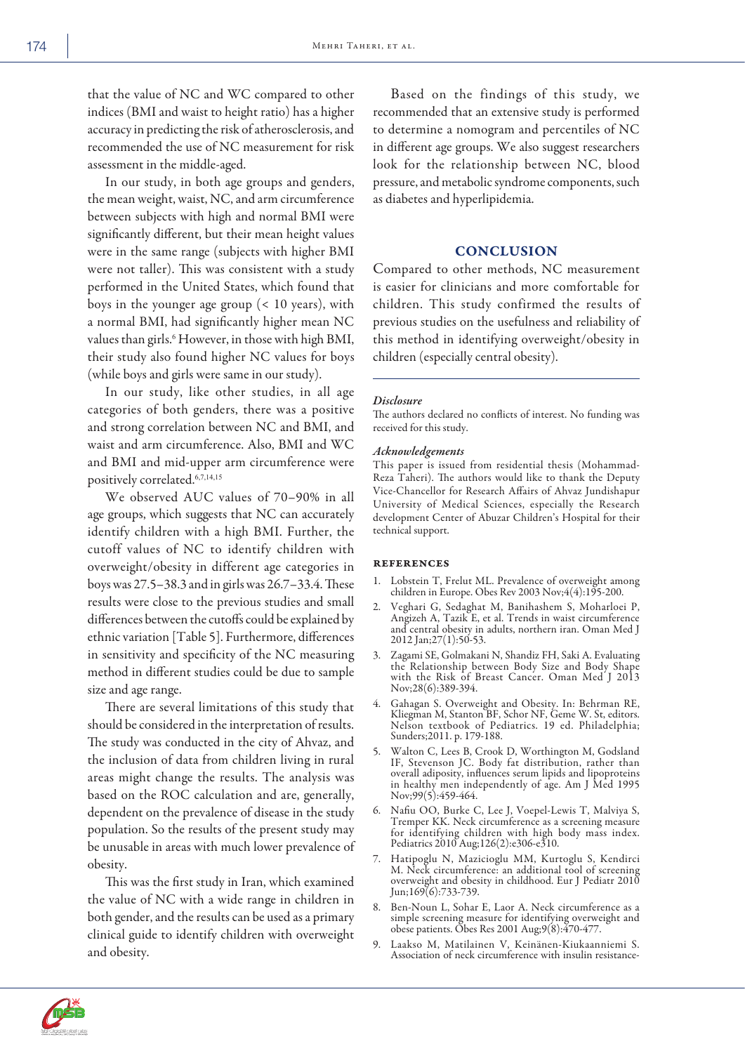that the value of NC and WC compared to other indices (BMI and waist to height ratio) has a higher accuracy in predicting the risk of atherosclerosis, and recommended the use of NC measurement for risk assessment in the middle-aged.

In our study, in both age groups and genders, the mean weight, waist, NC, and arm circumference between subjects with high and normal BMI were significantly different, but their mean height values were in the same range (subjects with higher BMI were not taller). This was consistent with a study performed in the United States, which found that boys in the younger age group (< 10 years), with a normal BMI, had significantly higher mean NC values than girls.[6] However, in those with high BMI, their study also found higher NC values for boys (while boys and girls were same in our study).

In our study, like other studies, in all age categories of both genders, there was a positive and strong correlation between NC and BMI, and waist and arm circumference. Also, BMI and WC and BMI and mid-upper arm circumference were positively correlated.[6,7,14,15]

We observed AUC values of 70–90% in all age groups, which suggests that NC can accurately identify children with a high BMI. Further, the cutoff values of NC to identify children with overweight/obesity in different age categories in boys was 27.5–38.3 and in girls was 26.7–33.4. These results were close to the previous studies and small differences between the cutoffs could be explained by ethnic variation [Table 5]. Furthermore, differences in sensitivity and specificity of the NC measuring method in different studies could be due to sample size and age range.

There are several limitations of this study that should be considered in the interpretation of results. The study was conducted in the city of Ahvaz, and the inclusion of data from children living in rural areas might change the results. The analysis was based on the ROC calculation and are, generally, dependent on the prevalence of disease in the study population. So the results of the present study may be unusable in areas with much lower prevalence of obesity.

This was the first study in Iran, which examined the value of NC with a wide range in children in both gender, and the results can be used as a primary clinical guide to identify children with overweight and obesity.

Based on the findings of this study, we recommended that an extensive study is performed to determine a nomogram and percentiles of NC in different age groups. We also suggest researchers look for the relationship between NC, blood pressure, and metabolic syndrome components, such as diabetes and hyperlipidemia.

## CONCLUSION

Compared to other methods, NC measurement is easier for clinicians and more comfortable for children. This study confirmed the results of previous studies on the usefulness and reliability of this method in identifying overweight/obesity in children (especially central obesity).

### *Disclosure*

The authors declared no conflicts of interest. No funding was received for this study.

### *Acknowledgements*

This paper is issued from residential thesis (Mohammad-Reza Taheri). The authors would like to thank the Deputy Vice-Chancellor for Research Affairs of Ahvaz Jundishapur University of Medical Sciences, especially the Research development Center of Abuzar Children's Hospital for their technical support.

### REFERENCES

1. Lobstein T, Frelut ML. Prevalence of overweight among children in Europe. Obes Rev 2003 Nov;4(4):195-200.
2. Veghari G, Sedaghat M, Banihashem S, Moharloei P, Angizeh A, Tazik E, et al. Trends in waist circumference and central obesity in adults, northern iran. Oman Med J 2012 Jan;27(1):50-53.
3. Zagami SE, Golmakani N, Shandiz FH, Saki A. Evaluating the Relationship between Body Size and Body Shape with the Risk of Breast Cancer. Oman Med J 2013 Nov;28(6):389-394.
4. Gahagan S. Overweight and Obesity. In: Behrman RE, Kliegman M, Stanton BF, Schor NF, Geme W. St, editors. Nelson textbook of Pediatrics. 19 ed. Philadelphia; Sunders;2011. p. 179-188.
5. Walton C, Lees B, Crook D, Worthington M, Godsland IF, Stevenson JC. Body fat distribution, rather than overall adiposity, influences serum lipids and lipoproteins in healthy men independently of age. Am J Med 1995 Nov;99(5):459-464.
6. Nafiu OO, Burke C, Lee J, Voepel-Lewis T, Malviya S, Tremper KK. Neck circumference as a screening measure for identifying children with high body mass index. Pediatrics 2010 Aug;126(2):e306-e310.
7. Hatipoglu N, Mazicioglu MM, Kurtoglu S, Kendirci M. Neck circumference: an additional tool of screening overweight and obesity in childhood. Eur J Pediatr 2010 Jun;169(6):733-739.
8. Ben-Noun L, Sohar E, Laor A. Neck circumference as a simple screening measure for identifying overweight and obese patients. Obes Res 2001 Aug;9(8):470-477.
9. Laakso M, Matilainen V, Keinänen-Kiukaanniemi S. Association of neck circumference with insulin resistance-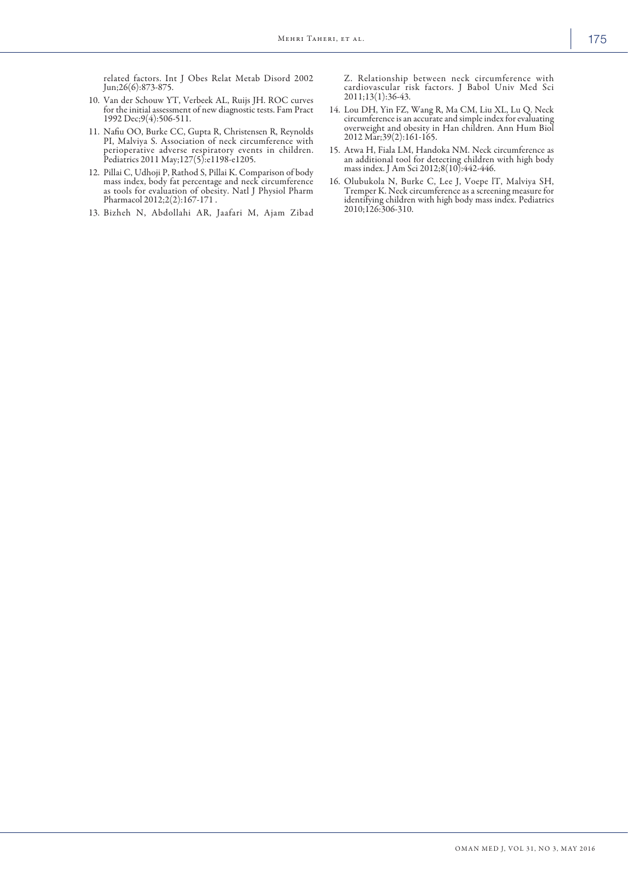related factors. Int J Obes Relat Metab Disord 2002 Jun;26(6):873-875.

10. Van der Schouw YT, Verbeek AL, Ruijs JH. ROC curves for the initial assessment of new diagnostic tests. Fam Pract 1992 Dec;9(4):506-511.
11. Nafiu OO, Burke CC, Gupta R, Christensen R, Reynolds PI, Malviya S. Association of neck circumference with perioperative adverse respiratory events in children. Pediatrics 2011 May;127(5):e1198-e1205.
12. Pillai C, Udhoji P, Rathod S, Pillai K. Comparison of body mass index, body fat percentage and neck circumference as tools for evaluation of obesity. Natl J Physiol Pharm Pharmacol 2012;2(2):167-171 .
13. Bizheh N, Abdollahi AR, Jaafari M, Ajam Zibad Z. Relationship between neck circumference with cardiovascular risk factors. J Babol Univ Med Sci 2011;13(1):36-43.
14. Lou DH, Yin FZ, Wang R, Ma CM, Liu XL, Lu Q. Neck circumference is an accurate and simple index for evaluating overweight and obesity in Han children. Ann Hum Biol 2012 Mar;39(2):161-165.
15. Atwa H, Fiala LM, Handoka NM. Neck circumference as an additional tool for detecting children with high body mass index. J Am Sci 2012;8(10):442-446.
16. Olubukola N, Burke C, Lee J, Voepe lT, Malviya SH, Tremper K. Neck circumference as a screening measure for identifying children with high body mass index. Pediatrics 2010;126:306-310.